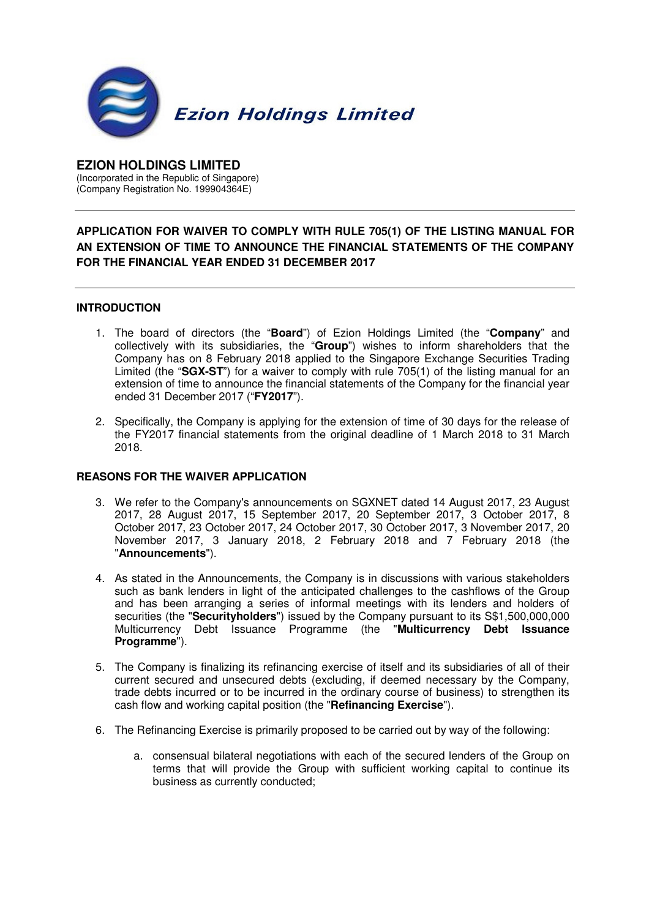Ezion Holdings Limited

# EZION HOLDINGS LIMITED

(Incorporated in the Republic of Singapore)
(Company Registration No. 199904364E)

---

## APPLICATION FOR WAIVER TO COMPLY WITH RULE 705(1) OF THE LISTING MANUAL FOR AN EXTENSION OF TIME TO ANNOUNCE THE FINANCIAL STATEMENTS OF THE COMPANY FOR THE FINANCIAL YEAR ENDED 31 DECEMBER 2017

---

### INTRODUCTION

1. The board of directors (the "**Board**") of Ezion Holdings Limited (the "**Company**" and collectively with its subsidiaries, the "**Group**") wishes to inform shareholders that the Company has on 8 February 2018 applied to the Singapore Exchange Securities Trading Limited (the "**SGX-ST**") for a waiver to comply with rule 705(1) of the listing manual for an extension of time to announce the financial statements of the Company for the financial year ended 31 December 2017 ("**FY2017**").

2. Specifically, the Company is applying for the extension of time of 30 days for the release of the FY2017 financial statements from the original deadline of 1 March 2018 to 31 March 2018.

### REASONS FOR THE WAIVER APPLICATION

3. We refer to the Company's announcements on SGXNET dated 14 August 2017, 23 August 2017, 28 August 2017, 15 September 2017, 20 September 2017, 3 October 2017, 8 October 2017, 23 October 2017, 24 October 2017, 30 October 2017, 3 November 2017, 20 November 2017, 3 January 2018, 2 February 2018 and 7 February 2018 (the "**Announcements**").

4. As stated in the Announcements, the Company is in discussions with various stakeholders such as bank lenders in light of the anticipated challenges to the cashflows of the Group and has been arranging a series of informal meetings with its lenders and holders of securities (the "**Securityholders**") issued by the Company pursuant to its S$1,500,000,000 Multicurrency Debt Issuance Programme (the "**Multicurrency Debt Issuance Programme**").

5. The Company is finalizing its refinancing exercise of itself and its subsidiaries of all of their current secured and unsecured debts (excluding, if deemed necessary by the Company, trade debts incurred or to be incurred in the ordinary course of business) to strengthen its cash flow and working capital position (the "**Refinancing Exercise**").

6. The Refinancing Exercise is primarily proposed to be carried out by way of the following:

   a. consensual bilateral negotiations with each of the secured lenders of the Group on terms that will provide the Group with sufficient working capital to continue its business as currently conducted;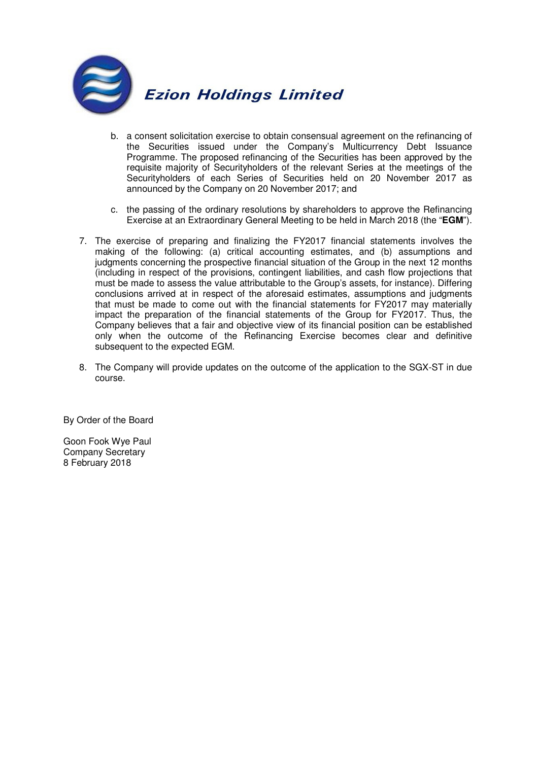b. a consent solicitation exercise to obtain consensual agreement on the refinancing of the Securities issued under the Company's Multicurrency Debt Issuance Programme. The proposed refinancing of the Securities has been approved by the requisite majority of Securityholders of the relevant Series at the meetings of the Securityholders of each Series of Securities held on 20 November 2017 as announced by the Company on 20 November 2017; and

c. the passing of the ordinary resolutions by shareholders to approve the Refinancing Exercise at an Extraordinary General Meeting to be held in March 2018 (the "**EGM**").

7. The exercise of preparing and finalizing the FY2017 financial statements involves the making of the following: (a) critical accounting estimates, and (b) assumptions and judgments concerning the prospective financial situation of the Group in the next 12 months (including in respect of the provisions, contingent liabilities, and cash flow projections that must be made to assess the value attributable to the Group's assets, for instance). Differing conclusions arrived at in respect of the aforesaid estimates, assumptions and judgments that must be made to come out with the financial statements for FY2017 may materially impact the preparation of the financial statements of the Group for FY2017. Thus, the Company believes that a fair and objective view of its financial position can be established only when the outcome of the Refinancing Exercise becomes clear and definitive subsequent to the expected EGM.

8. The Company will provide updates on the outcome of the application to the SGX-ST in due course.

By Order of the Board

Goon Fook Wye Paul
Company Secretary
8 February 2018